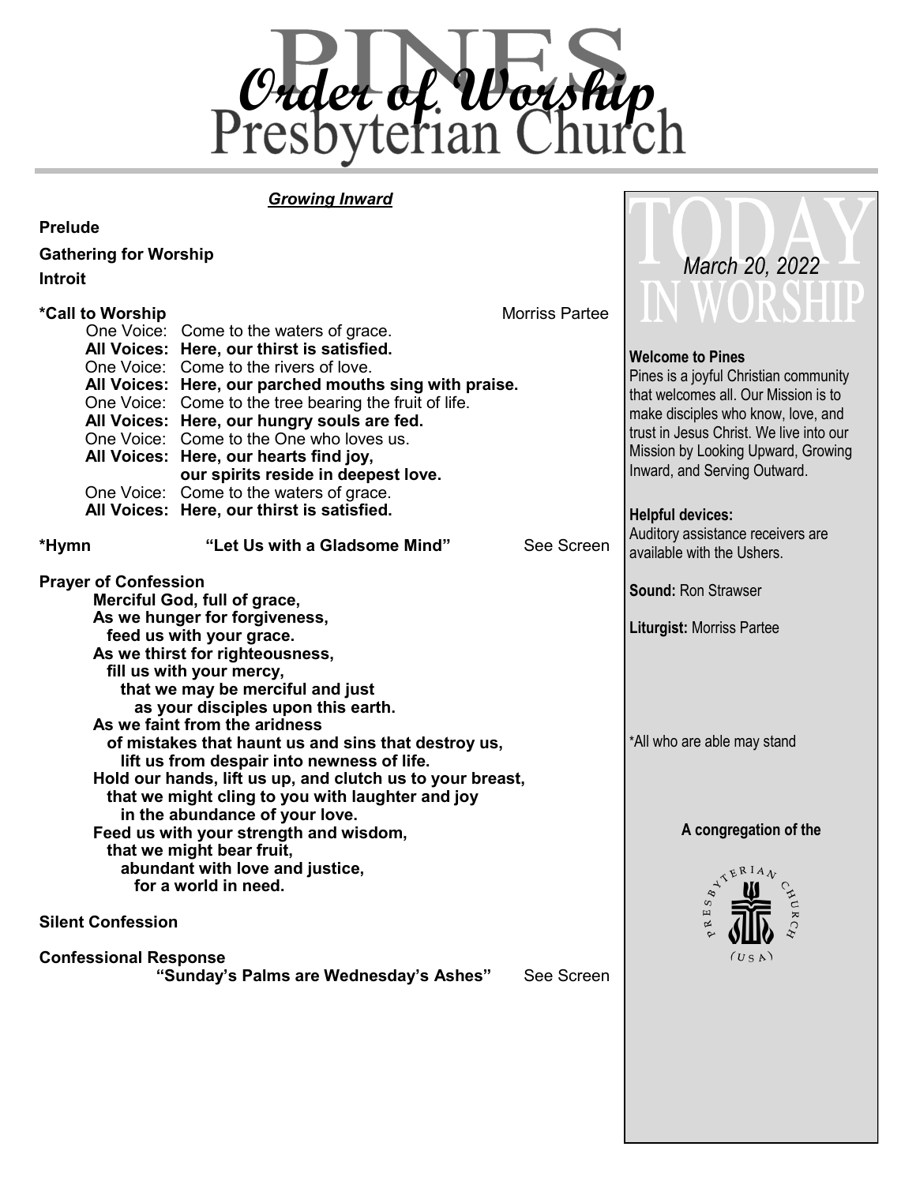# Order of Worship

# Pines Presbyterian Church

***Growing Inward***

**Prelude**

**Gathering for Worship**

**Introit**

**\*Call to Worship** Morriss Partee

One Voice: Come to the waters of grace.
**All Voices: Here, our thirst is satisfied.**
One Voice: Come to the rivers of love.
**All Voices: Here, our parched mouths sing with praise.**
One Voice: Come to the tree bearing the fruit of life.
**All Voices: Here, our hungry souls are fed.**
One Voice: Come to the One who loves us.
**All Voices: Here, our hearts find joy,**
**our spirits reside in deepest love.**
One Voice: Come to the waters of grace.
**All Voices: Here, our thirst is satisfied.**

**\*Hymn** **"Let Us with a Gladsome Mind"** See Screen

**Prayer of Confession**

**Merciful God, full of grace,**
**As we hunger for forgiveness,**
**feed us with your grace.**
**As we thirst for righteousness,**
**fill us with your mercy,**
**that we may be merciful and just**
**as your disciples upon this earth.**
**As we faint from the aridness**
**of mistakes that haunt us and sins that destroy us,**
**lift us from despair into newness of life.**
**Hold our hands, lift us up, and clutch us to your breast,**
**that we might cling to you with laughter and joy**
**in the abundance of your love.**
**Feed us with your strength and wisdom,**
**that we might bear fruit,**
**abundant with love and justice,**
**for a world in need.**

**Silent Confession**

**Confessional Response**
**"Sunday's Palms are Wednesday's Ashes"** See Screen

---

## TODAY IN WORSHIP

*March 20, 2022*

**Welcome to Pines**
Pines is a joyful Christian community that welcomes all. Our Mission is to make disciples who know, love, and trust in Jesus Christ. We live into our Mission by Looking Upward, Growing Inward, and Serving Outward.

**Helpful devices:**
Auditory assistance receivers are available with the Ushers.

**Sound:** Ron Strawser

**Liturgist:** Morriss Partee

\*All who are able may stand

**A congregation of the**

PRESBYTERIAN CHURCH (USA)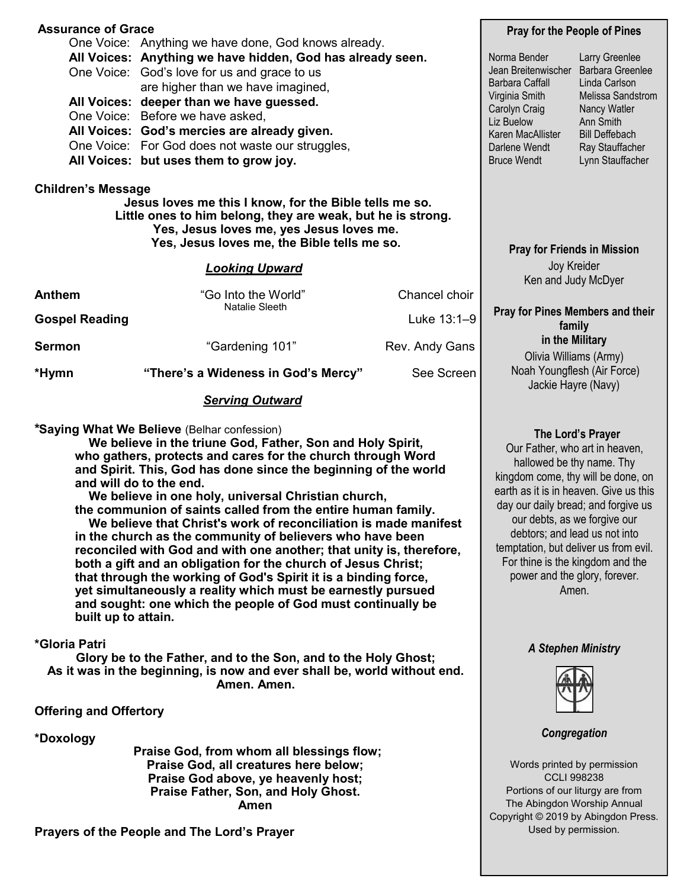**Assurance of Grace**

One Voice: Anything we have done, God knows already.
**All Voices: Anything we have hidden, God has already seen.**
One Voice: God's love for us and grace to us are higher than we have imagined,
**All Voices: deeper than we have guessed.**
One Voice: Before we have asked,
**All Voices: God's mercies are already given.**
One Voice: For God does not waste our struggles,
**All Voices: but uses them to grow joy.**

**Children's Message**

**Jesus loves me this I know, for the Bible tells me so.**
**Little ones to him belong, they are weak, but he is strong.**
**Yes, Jesus loves me, yes Jesus loves me.**
**Yes, Jesus loves me, the Bible tells me so.**

***Looking Upward***

**Anthem** — "Go Into the World" (Natalie Sleeth) — Chancel choir

**Gospel Reading** — Luke 13:1–9

**Sermon** — "Gardening 101" — Rev. Andy Gans

***Hymn** — **"There's a Wideness in God's Mercy"** — See Screen

***Serving Outward***

***Saying What We Believe** (Belhar confession)

**We believe in the triune God, Father, Son and Holy Spirit, who gathers, protects and cares for the church through Word and Spirit. This, God has done since the beginning of the world and will do to the end.**

**We believe in one holy, universal Christian church, the communion of saints called from the entire human family.**

**We believe that Christ's work of reconciliation is made manifest in the church as the community of believers who have been reconciled with God and with one another; that unity is, therefore, both a gift and an obligation for the church of Jesus Christ; that through the working of God's Spirit it is a binding force, yet simultaneously a reality which must be earnestly pursued and sought: one which the people of God must continually be built up to attain.**

***Gloria Patri**

**Glory be to the Father, and to the Son, and to the Holy Ghost;**
**As it was in the beginning, is now and ever shall be, world without end.**
**Amen. Amen.**

**Offering and Offertory**

***Doxology**

**Praise God, from whom all blessings flow;**
**Praise God, all creatures here below;**
**Praise God above, ye heavenly host;**
**Praise Father, Son, and Holy Ghost.**
**Amen**

**Prayers of the People and The Lord's Prayer**

---

**Pray for the People of Pines**

Norma Bender
Jean Breitenwischer
Barbara Caffall
Virginia Smith
Carolyn Craig
Liz Buelow
Karen MacAllister
Darlene Wendt
Bruce Wendt
Larry Greenlee
Barbara Greenlee
Linda Carlson
Melissa Sandstrom
Nancy Watler
Ann Smith
Bill Deffebach
Ray Stauffacher
Lynn Stauffacher

**Pray for Friends in Mission**

Joy Kreider
Ken and Judy McDyer

**Pray for Pines Members and their family in the Military**

Olivia Williams (Army)
Noah Youngflesh (Air Force)
Jackie Hayre (Navy)

**The Lord's Prayer**

Our Father, who art in heaven, hallowed be thy name. Thy kingdom come, thy will be done, on earth as it is in heaven. Give us this day our daily bread; and forgive us our debts, as we forgive our debtors; and lead us not into temptation, but deliver us from evil. For thine is the kingdom and the power and the glory, forever. Amen.

***A Stephen Ministry***

***Congregation***

Words printed by permission
CCLI 998238
Portions of our liturgy are from
The Abingdon Worship Annual
Copyright © 2019 by Abingdon Press.
Used by permission.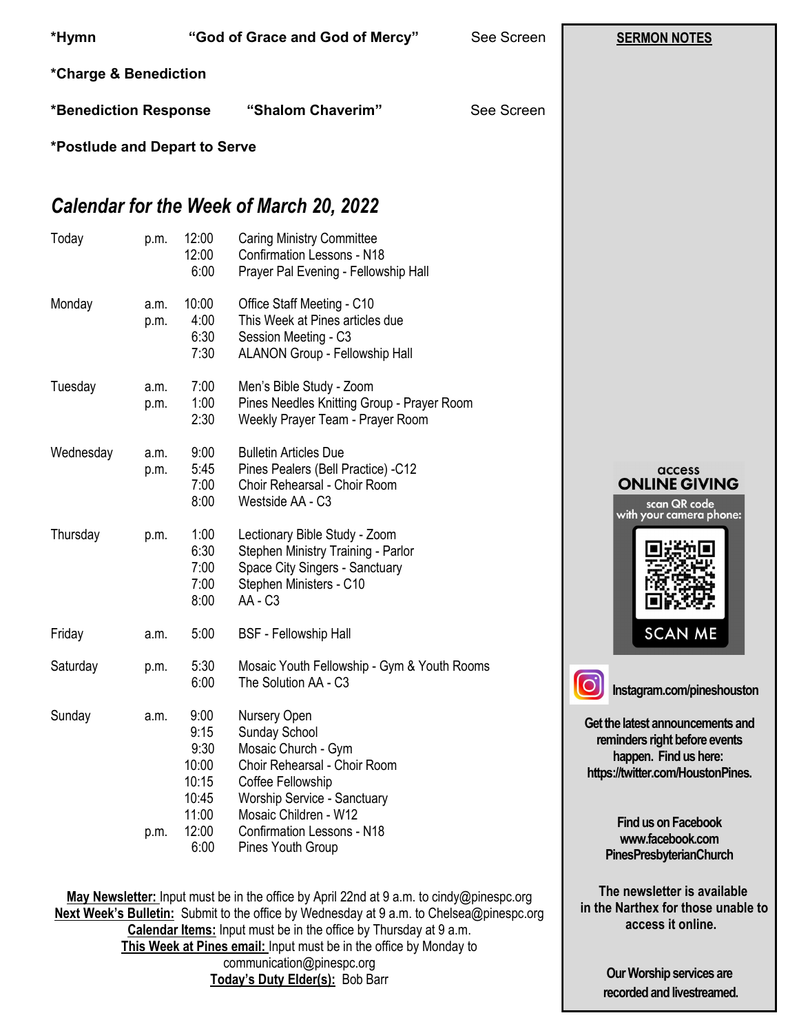**\*Hymn** **"God of Grace and God of Mercy"** See Screen

**\*Charge & Benediction**

**\*Benediction Response** **"Shalom Chaverim"** See Screen

**\*Postlude and Depart to Serve**

## *Calendar for the Week of March 20, 2022*

| Day | | Time | Event |
|---|---|---|---|
| Today | p.m. | 12:00 | Caring Ministry Committee |
| | | 12:00 | Confirmation Lessons - N18 |
| | | 6:00 | Prayer Pal Evening - Fellowship Hall |
| Monday | a.m. | 10:00 | Office Staff Meeting - C10 |
| | p.m. | 4:00 | This Week at Pines articles due |
| | | 6:30 | Session Meeting - C3 |
| | | 7:30 | ALANON Group - Fellowship Hall |
| Tuesday | a.m. | 7:00 | Men's Bible Study - Zoom |
| | p.m. | 1:00 | Pines Needles Knitting Group - Prayer Room |
| | | 2:30 | Weekly Prayer Team - Prayer Room |
| Wednesday | a.m. | 9:00 | Bulletin Articles Due |
| | p.m. | 5:45 | Pines Pealers (Bell Practice) -C12 |
| | | 7:00 | Choir Rehearsal - Choir Room |
| | | 8:00 | Westside AA - C3 |
| Thursday | p.m. | 1:00 | Lectionary Bible Study - Zoom |
| | | 6:30 | Stephen Ministry Training - Parlor |
| | | 7:00 | Space City Singers - Sanctuary |
| | | 7:00 | Stephen Ministers - C10 |
| | | 8:00 | AA - C3 |
| Friday | a.m. | 5:00 | BSF - Fellowship Hall |
| Saturday | p.m. | 5:30 | Mosaic Youth Fellowship - Gym & Youth Rooms |
| | | 6:00 | The Solution AA - C3 |
| Sunday | a.m. | 9:00 | Nursery Open |
| | | 9:15 | Sunday School |
| | | 9:30 | Mosaic Church - Gym |
| | | 10:00 | Choir Rehearsal - Choir Room |
| | | 10:15 | Coffee Fellowship |
| | | 10:45 | Worship Service - Sanctuary |
| | | 11:00 | Mosaic Children - W12 |
| | p.m. | 12:00 | Confirmation Lessons - N18 |
| | | 6:00 | Pines Youth Group |

**May Newsletter:** Input must be in the office by April 22nd at 9 a.m. to cindy@pinespc.org
**Next Week's Bulletin:** Submit to the office by Wednesday at 9 a.m. to Chelsea@pinespc.org
**Calendar Items:** Input must be in the office by Thursday at 9 a.m.
**This Week at Pines email:** Input must be in the office by Monday to communication@pinespc.org
**Today's Duty Elder(s):** Bob Barr

**SERMON NOTES**

access
**ONLINE GIVING**
scan QR code with your camera phone:
SCAN ME

**Instagram.com/pineshouston**

**Get the latest announcements and reminders right before events happen. Find us here: https://twitter.com/HoustonPines.**

**Find us on Facebook www.facebook.com PinesPresbyterianChurch**

**The newsletter is available in the Narthex for those unable to access it online.**

**Our Worship services are recorded and livestreamed.**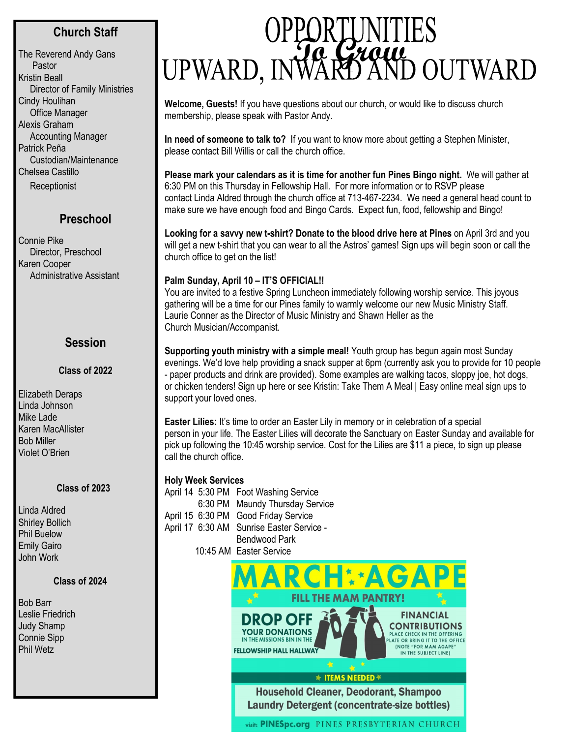# OPPORTUNITIES *To Grow* UPWARD, INWARD AND OUTWARD

**Welcome, Guests!** If you have questions about our church, or would like to discuss church membership, please speak with Pastor Andy.

**In need of someone to talk to?** If you want to know more about getting a Stephen Minister, please contact Bill Willis or call the church office.

**Please mark your calendars as it is time for another fun Pines Bingo night.** We will gather at 6:30 PM on this Thursday in Fellowship Hall. For more information or to RSVP please contact Linda Aldred through the church office at 713-467-2234. We need a general head count to make sure we have enough food and Bingo Cards. Expect fun, food, fellowship and Bingo!

**Looking for a savvy new t-shirt? Donate to the blood drive here at Pines** on April 3rd and you will get a new t-shirt that you can wear to all the Astros' games! Sign ups will begin soon or call the church office to get on the list!

**Palm Sunday, April 10 – IT'S OFFICIAL!!**
You are invited to a festive Spring Luncheon immediately following worship service. This joyous gathering will be a time for our Pines family to warmly welcome our new Music Ministry Staff. Laurie Conner as the Director of Music Ministry and Shawn Heller as the Church Musician/Accompanist.

**Supporting youth ministry with a simple meal!** Youth group has begun again most Sunday evenings. We'd love help providing a snack supper at 6pm (currently ask you to provide for 10 people - paper products and drink are provided). Some examples are walking tacos, sloppy joe, hot dogs, or chicken tenders! Sign up here or see Kristin: Take Them A Meal | Easy online meal sign ups to support your loved ones.

**Easter Lilies:** It's time to order an Easter Lily in memory or in celebration of a special person in your life. The Easter Lilies will decorate the Sanctuary on Easter Sunday and available for pick up following the 10:45 worship service. Cost for the Lilies are $11 a piece, to sign up please call the church office.

**Holy Week Services**

| | | |
|---|---|---|
| April 14 | 5:30 PM | Foot Washing Service |
| | 6:30 PM | Maundy Thursday Service |
| April 15 | 6:30 PM | Good Friday Service |
| April 17 | 6:30 AM | Sunrise Easter Service - Bendwood Park |
| | 10:45 AM | Easter Service |

**MARCH AGAPE**

FILL THE MAM PANTRY!

**DROP OFF** YOUR DONATIONS IN THE MISSIONS BIN IN THE FELLOWSHIP HALL HALLWAY

**FINANCIAL CONTRIBUTIONS** PLACE CHECK IN THE OFFERING PLATE OR BRING IT TO THE OFFICE (NOTE "FOR MAM AGAPE" IN THE SUBJECT LINE)

ITEMS NEEDED

Household Cleaner, Deodorant, Shampoo
Laundry Detergent (concentrate-size bottles)

visit: PINESpc.org PINES PRESBYTERIAN CHURCH

## Church Staff

The Reverend Andy Gans
Pastor
Kristin Beall
Director of Family Ministries
Cindy Houlihan
Office Manager
Alexis Graham
Accounting Manager
Patrick Peña
Custodian/Maintenance
Chelsea Castillo
Receptionist

## Preschool

Connie Pike
Director, Preschool
Karen Cooper
Administrative Assistant

## Session

### Class of 2022

Elizabeth Deraps
Linda Johnson
Mike Lade
Karen MacAllister
Bob Miller
Violet O'Brien

### Class of 2023

Linda Aldred
Shirley Bollich
Phil Buelow
Emily Gairo
John Work

### Class of 2024

Bob Barr
Leslie Friedrich
Judy Shamp
Connie Sipp
Phil Wetz